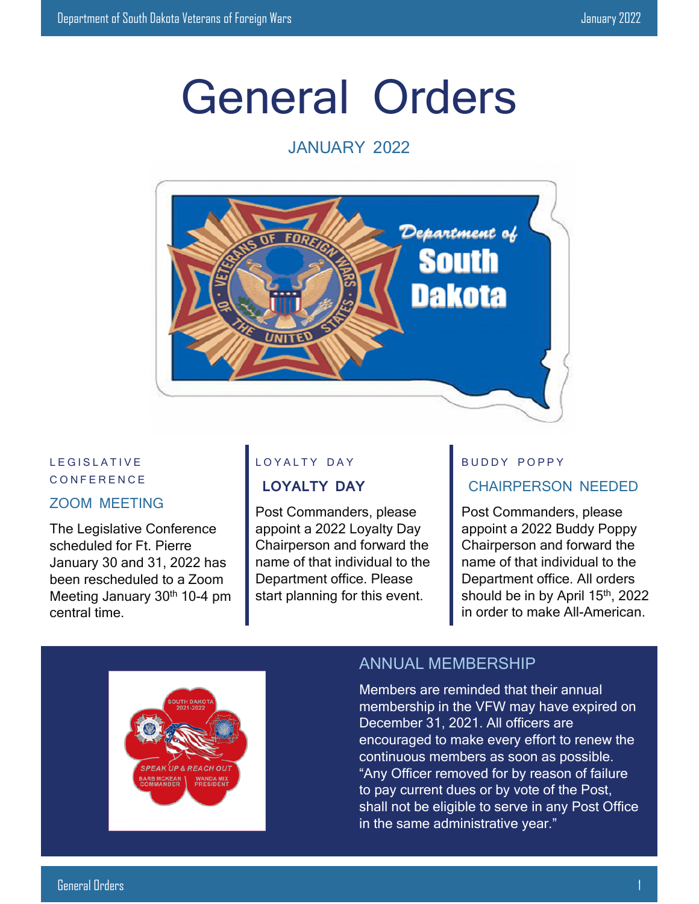# General Orders

JANUARY 2022

LEGISLATIVE CONFERENCE

## ZOOM MEETING

The Legislative Conference scheduled for Ft. Pierre January 30 and 31, 2022 has been rescheduled to a Zoom Meeting January 30th 10-4 pm central time.

LOYALTY DAY

## LOYALTY DAY

Post Commanders, please appoint a 2022 Loyalty Day Chairperson and forward the name of that individual to the Department office. Please start planning for this event.

BUDDY POPPY

## CHAIRPERSON NEEDED

Post Commanders, please appoint a 2022 Buddy Poppy Chairperson and forward the name of that individual to the Department office. All orders should be in by April 15th, 2022 in order to make All-American.

## ANNUAL MEMBERSHIP

Members are reminded that their annual membership in the VFW may have expired on December 31, 2021. All officers are encouraged to make every effort to renew the continuous members as soon as possible. "Any Officer removed for by reason of failure to pay current dues or by vote of the Post, shall not be eligible to serve in any Post Office in the same administrative year."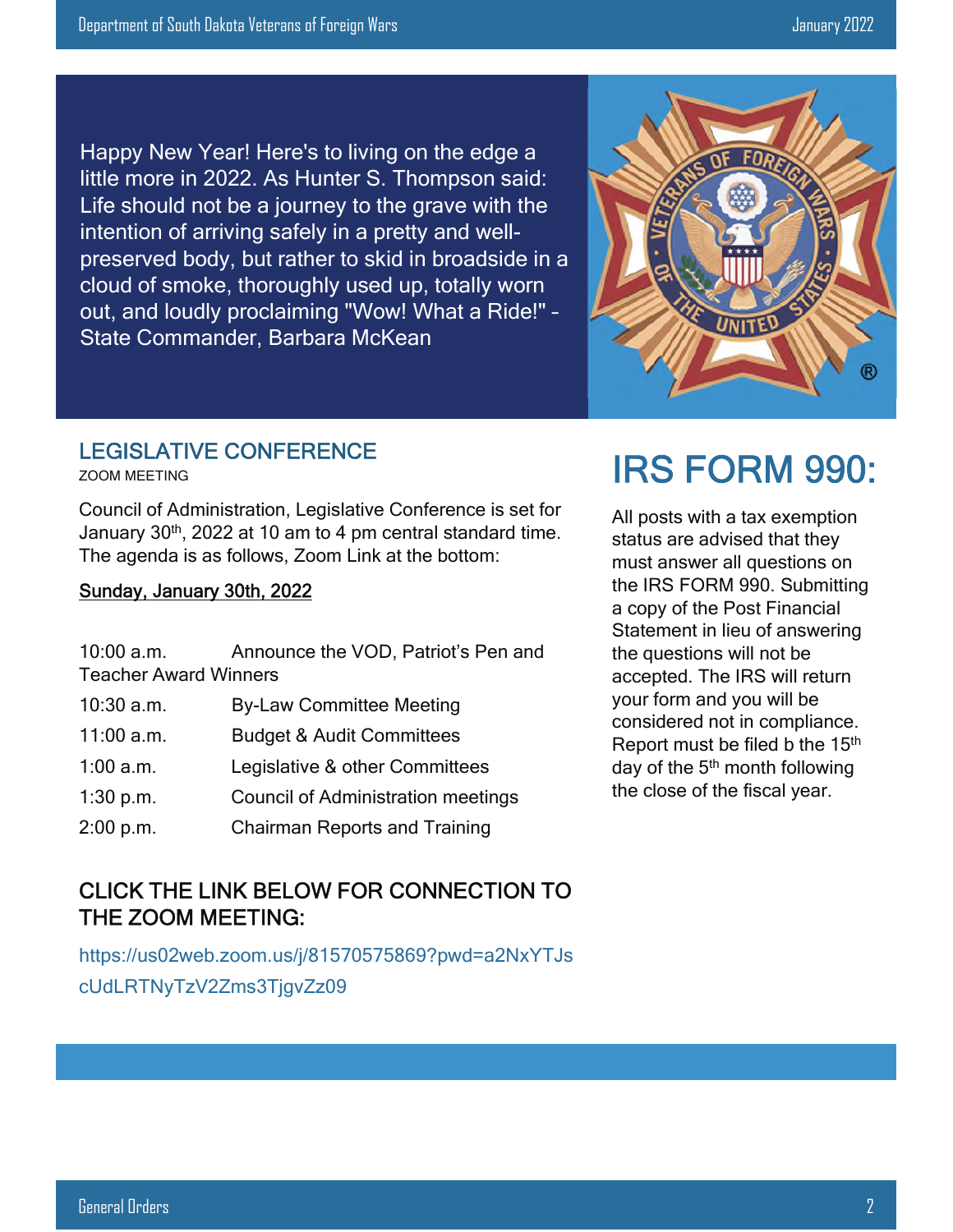Happy New Year! Here's to living on the edge a little more in 2022. As Hunter S. Thompson said: Life should not be a journey to the grave with the intention of arriving safely in a pretty and well-preserved body, but rather to skid in broadside in a cloud of smoke, thoroughly used up, totally worn out, and loudly proclaiming "Wow! What a Ride!" - State Commander, Barbara McKean

## LEGISLATIVE CONFERENCE

ZOOM MEETING

Council of Administration, Legislative Conference is set for January 30th, 2022 at 10 am to 4 pm central standard time. The agenda is as follows, Zoom Link at the bottom:

**Sunday, January 30th, 2022**

| | |
|---|---|
| 10:00 a.m. | Announce the VOD, Patriot's Pen and Teacher Award Winners |
| 10:30 a.m. | By-Law Committee Meeting |
| 11:00 a.m. | Budget & Audit Committees |
| 1:00 a.m. | Legislative & other Committees |
| 1:30 p.m. | Council of Administration meetings |
| 2:00 p.m. | Chairman Reports and Training |

### CLICK THE LINK BELOW FOR CONNECTION TO THE ZOOM MEETING:

https://us02web.zoom.us/j/81570575869?pwd=a2NxYTJscUdLRTNyTzV2Zms3TjgvZz09

## IRS FORM 990:

All posts with a tax exemption status are advised that they must answer all questions on the IRS FORM 990. Submitting a copy of the Post Financial Statement in lieu of answering the questions will not be accepted. The IRS will return your form and you will be considered not in compliance. Report must be filed b the 15th day of the 5th month following the close of the fiscal year.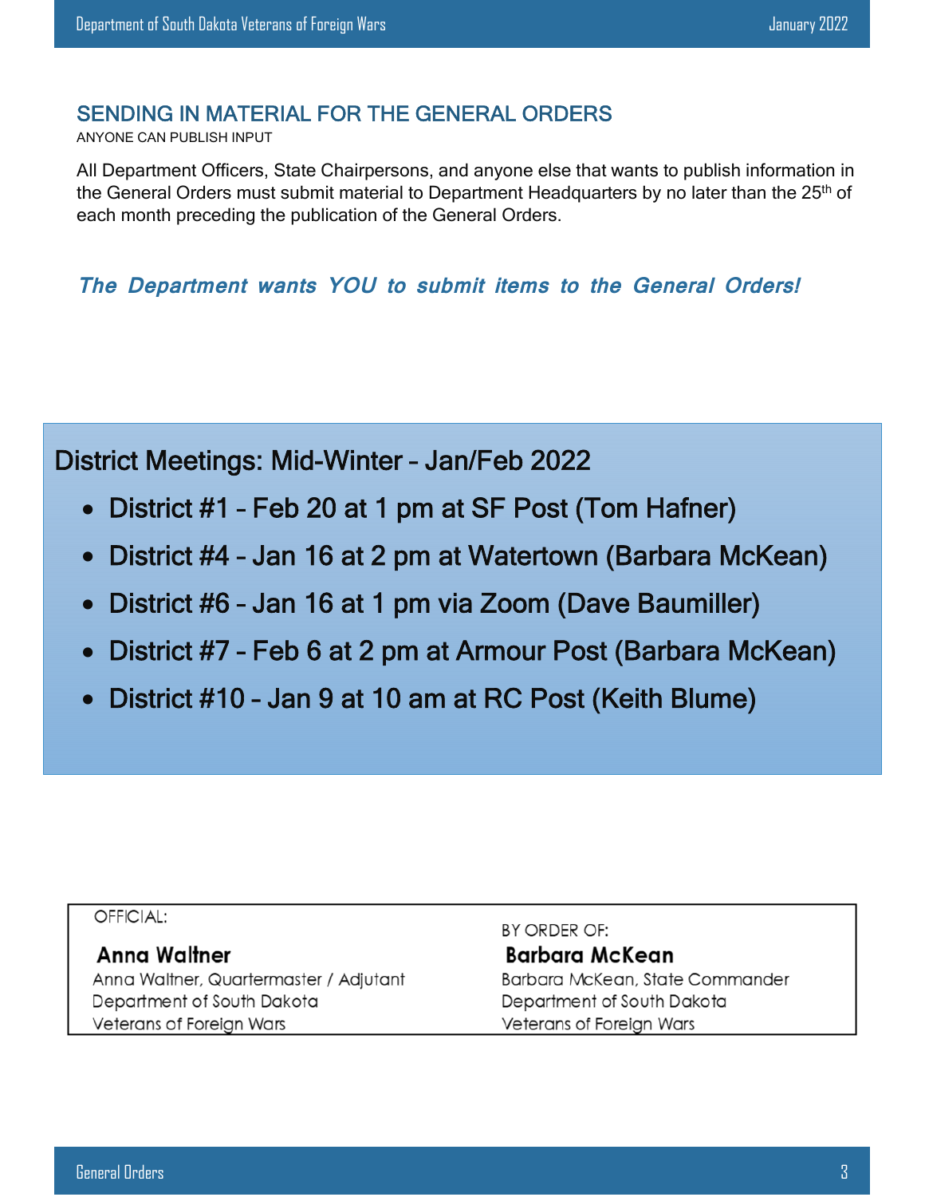## SENDING IN MATERIAL FOR THE GENERAL ORDERS

ANYONE CAN PUBLISH INPUT

All Department Officers, State Chairpersons, and anyone else that wants to publish information in the General Orders must submit material to Department Headquarters by no later than the 25th of each month preceding the publication of the General Orders.

***The Department wants YOU to submit items to the General Orders!***

## District Meetings: Mid-Winter – Jan/Feb 2022

- District #1 – Feb 20 at 1 pm at SF Post (Tom Hafner)
- District #4 – Jan 16 at 2 pm at Watertown (Barbara McKean)
- District #6 – Jan 16 at 1 pm via Zoom (Dave Baumiller)
- District #7 – Feb 6 at 2 pm at Armour Post (Barbara McKean)
- District #10 – Jan 9 at 10 am at RC Post (Keith Blume)

OFFICIAL:

**Anna Waltner**
Anna Waltner, Quartermaster / Adjutant
Department of South Dakota
Veterans of Foreign Wars

BY ORDER OF:

**Barbara McKean**
Barbara McKean, State Commander
Department of South Dakota
Veterans of Foreign Wars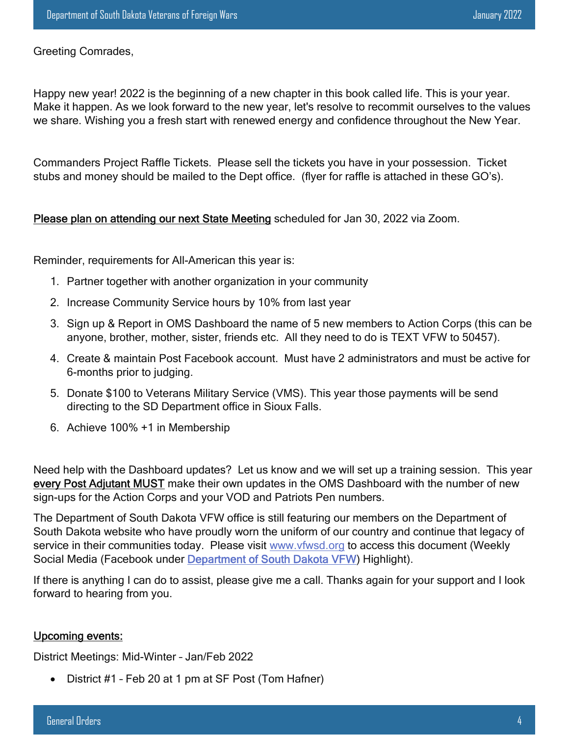Greeting Comrades,

Happy new year! 2022 is the beginning of a new chapter in this book called life. This is your year. Make it happen. As we look forward to the new year, let's resolve to recommit ourselves to the values we share. Wishing you a fresh start with renewed energy and confidence throughout the New Year.

Commanders Project Raffle Tickets. Please sell the tickets you have in your possession. Ticket stubs and money should be mailed to the Dept office. (flyer for raffle is attached in these GO's).

<u>Please plan on attending our next State Meeting</u> scheduled for Jan 30, 2022 via Zoom.

Reminder, requirements for All-American this year is:

1. Partner together with another organization in your community
2. Increase Community Service hours by 10% from last year
3. Sign up & Report in OMS Dashboard the name of 5 new members to Action Corps (this can be anyone, brother, mother, sister, friends etc. All they need to do is TEXT VFW to 50457).
4. Create & maintain Post Facebook account. Must have 2 administrators and must be active for 6-months prior to judging.
5. Donate $100 to Veterans Military Service (VMS). This year those payments will be send directing to the SD Department office in Sioux Falls.
6. Achieve 100% +1 in Membership

Need help with the Dashboard updates? Let us know and we will set up a training session. This year <u>every Post Adjutant MUST</u> make their own updates in the OMS Dashboard with the number of new sign-ups for the Action Corps and your VOD and Patriots Pen numbers.

The Department of South Dakota VFW office is still featuring our members on the Department of South Dakota website who have proudly worn the uniform of our country and continue that legacy of service in their communities today. Please visit [www.vfwsd.org](http://www.vfwsd.org) to access this document (Weekly Social Media (Facebook under [Department of South Dakota VFW](#)) Highlight).

If there is anything I can do to assist, please give me a call. Thanks again for your support and I look forward to hearing from you.

<u>Upcoming events:</u>

District Meetings: Mid-Winter – Jan/Feb 2022

- District #1 – Feb 20 at 1 pm at SF Post (Tom Hafner)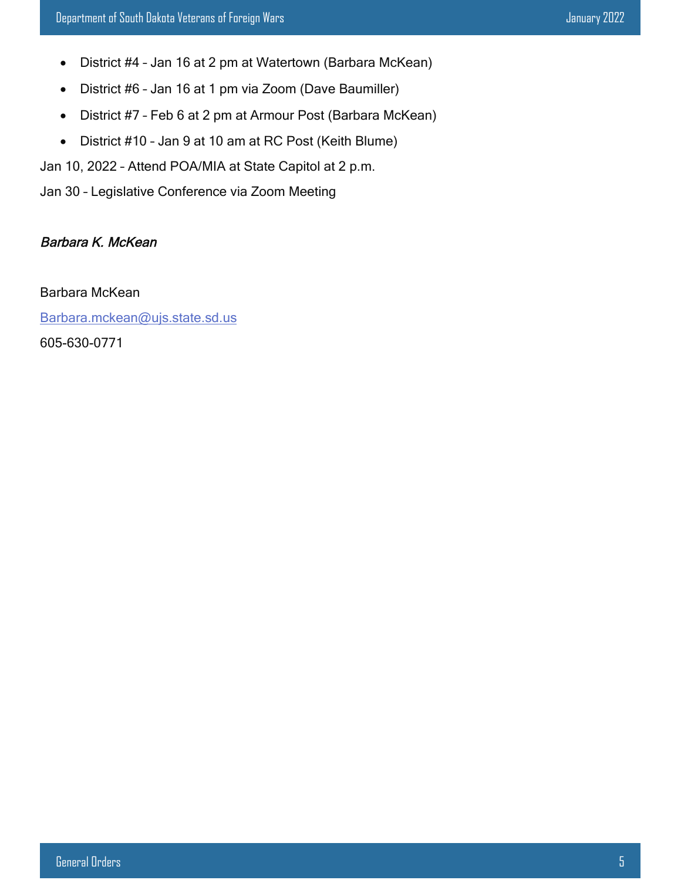- District #4 – Jan 16 at 2 pm at Watertown (Barbara McKean)
- District #6 – Jan 16 at 1 pm via Zoom (Dave Baumiller)
- District #7 – Feb 6 at 2 pm at Armour Post (Barbara McKean)
- District #10 – Jan 9 at 10 am at RC Post (Keith Blume)

Jan 10, 2022 – Attend POA/MIA at State Capitol at 2 p.m.

Jan 30 – Legislative Conference via Zoom Meeting

*Barbara K. McKean*

Barbara McKean

Barbara.mckean@ujs.state.sd.us

605-630-0771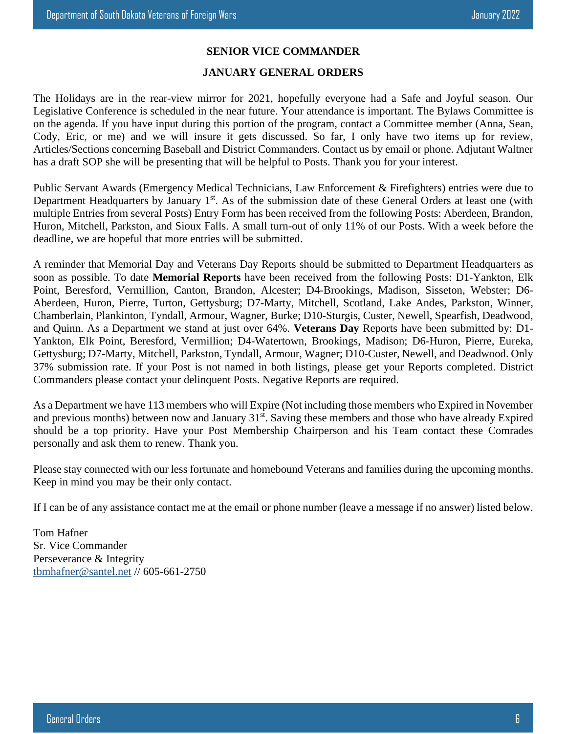## SENIOR VICE COMMANDER

## JANUARY GENERAL ORDERS

The Holidays are in the rear-view mirror for 2021, hopefully everyone had a Safe and Joyful season. Our Legislative Conference is scheduled in the near future. Your attendance is important. The Bylaws Committee is on the agenda. If you have input during this portion of the program, contact a Committee member (Anna, Sean, Cody, Eric, or me) and we will insure it gets discussed. So far, I only have two items up for review, Articles/Sections concerning Baseball and District Commanders. Contact us by email or phone. Adjutant Waltner has a draft SOP she will be presenting that will be helpful to Posts. Thank you for your interest.

Public Servant Awards (Emergency Medical Technicians, Law Enforcement & Firefighters) entries were due to Department Headquarters by January 1st. As of the submission date of these General Orders at least one (with multiple Entries from several Posts) Entry Form has been received from the following Posts: Aberdeen, Brandon, Huron, Mitchell, Parkston, and Sioux Falls. A small turn-out of only 11% of our Posts. With a week before the deadline, we are hopeful that more entries will be submitted.

A reminder that Memorial Day and Veterans Day Reports should be submitted to Department Headquarters as soon as possible. To date **Memorial Reports** have been received from the following Posts: D1-Yankton, Elk Point, Beresford, Vermillion, Canton, Brandon, Alcester; D4-Brookings, Madison, Sisseton, Webster; D6-Aberdeen, Huron, Pierre, Turton, Gettysburg; D7-Marty, Mitchell, Scotland, Lake Andes, Parkston, Winner, Chamberlain, Plankinton, Tyndall, Armour, Wagner, Burke; D10-Sturgis, Custer, Newell, Spearfish, Deadwood, and Quinn. As a Department we stand at just over 64%. **Veterans Day** Reports have been submitted by: D1-Yankton, Elk Point, Beresford, Vermillion; D4-Watertown, Brookings, Madison; D6-Huron, Pierre, Eureka, Gettysburg; D7-Marty, Mitchell, Parkston, Tyndall, Armour, Wagner; D10-Custer, Newell, and Deadwood. Only 37% submission rate. If your Post is not named in both listings, please get your Reports completed. District Commanders please contact your delinquent Posts. Negative Reports are required.

As a Department we have 113 members who will Expire (Not including those members who Expired in November and previous months) between now and January 31st. Saving these members and those who have already Expired should be a top priority. Have your Post Membership Chairperson and his Team contact these Comrades personally and ask them to renew. Thank you.

Please stay connected with our less fortunate and homebound Veterans and families during the upcoming months. Keep in mind you may be their only contact.

If I can be of any assistance contact me at the email or phone number (leave a message if no answer) listed below.

Tom Hafner  
Sr. Vice Commander  
Perseverance & Integrity  
tbmhafner@santel.net // 605-661-2750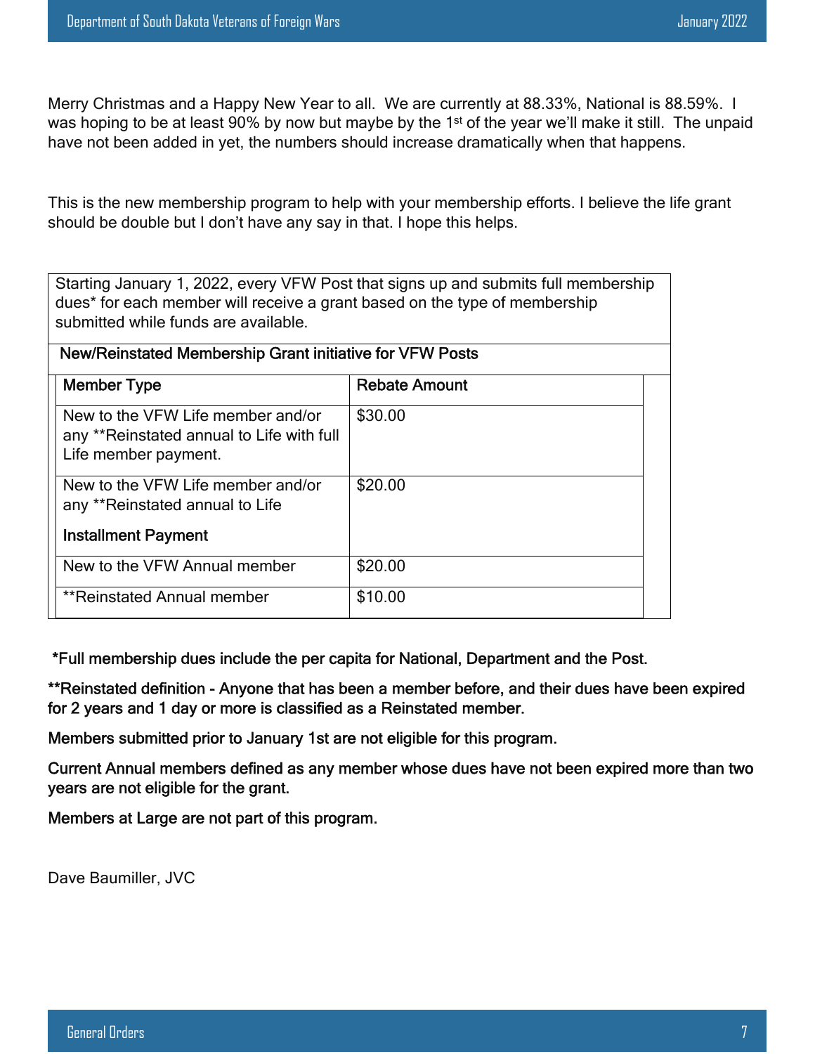Merry Christmas and a Happy New Year to all. We are currently at 88.33%, National is 88.59%. I was hoping to be at least 90% by now but maybe by the 1st of the year we'll make it still. The unpaid have not been added in yet, the numbers should increase dramatically when that happens.

This is the new membership program to help with your membership efforts. I believe the life grant should be double but I don't have any say in that. I hope this helps.

Starting January 1, 2022, every VFW Post that signs up and submits full membership dues* for each member will receive a grant based on the type of membership submitted while funds are available.

**New/Reinstated Membership Grant initiative for VFW Posts**

| Member Type | Rebate Amount |
|---|---|
| New to the VFW Life member and/or any **Reinstated annual to Life with full Life member payment. | $30.00 |
| New to the VFW Life member and/or any **Reinstated annual to Life<br>**Installment Payment** | $20.00 |
| New to the VFW Annual member | $20.00 |
| **Reinstated Annual member | $10.00 |

**\*Full membership dues include the per capita for National, Department and the Post.**

**\*\*Reinstated definition - Anyone that has been a member before, and their dues have been expired for 2 years and 1 day or more is classified as a Reinstated member.**

**Members submitted prior to January 1st are not eligible for this program.**

**Current Annual members defined as any member whose dues have not been expired more than two years are not eligible for the grant.**

**Members at Large are not part of this program.**

Dave Baumiller, JVC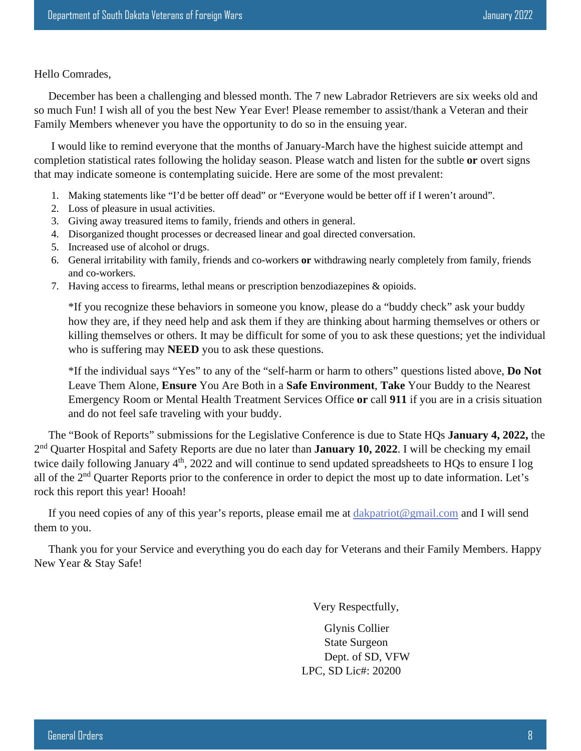Hello Comrades,

December has been a challenging and blessed month. The 7 new Labrador Retrievers are six weeks old and so much Fun! I wish all of you the best New Year Ever! Please remember to assist/thank a Veteran and their Family Members whenever you have the opportunity to do so in the ensuing year.

I would like to remind everyone that the months of January-March have the highest suicide attempt and completion statistical rates following the holiday season. Please watch and listen for the subtle **or** overt signs that may indicate someone is contemplating suicide. Here are some of the most prevalent:

1. Making statements like "I'd be better off dead" or "Everyone would be better off if I weren't around".
2. Loss of pleasure in usual activities.
3. Giving away treasured items to family, friends and others in general.
4. Disorganized thought processes or decreased linear and goal directed conversation.
5. Increased use of alcohol or drugs.
6. General irritability with family, friends and co-workers **or** withdrawing nearly completely from family, friends and co-workers.
7. Having access to firearms, lethal means or prescription benzodiazepines & opioids.

*If you recognize these behaviors in someone you know, please do a "buddy check" ask your buddy how they are, if they need help and ask them if they are thinking about harming themselves or others or killing themselves or others. It may be difficult for some of you to ask these questions; yet the individual who is suffering may **NEED** you to ask these questions.

*If the individual says "Yes" to any of the "self-harm or harm to others" questions listed above, **Do Not** Leave Them Alone, **Ensure** You Are Both in a **Safe Environment**, **Take** Your Buddy to the Nearest Emergency Room or Mental Health Treatment Services Office **or** call **911** if you are in a crisis situation and do not feel safe traveling with your buddy.

The "Book of Reports" submissions for the Legislative Conference is due to State HQs **January 4, 2022,** the 2nd Quarter Hospital and Safety Reports are due no later than **January 10, 2022**. I will be checking my email twice daily following January 4th, 2022 and will continue to send updated spreadsheets to HQs to ensure I log all of the 2nd Quarter Reports prior to the conference in order to depict the most up to date information. Let's rock this report this year! Hooah!

If you need copies of any of this year's reports, please email me at dakpatriot@gmail.com and I will send them to you.

Thank you for your Service and everything you do each day for Veterans and their Family Members. Happy New Year & Stay Safe!

Very Respectfully,

Glynis Collier
State Surgeon
Dept. of SD, VFW
LPC, SD Lic#: 20200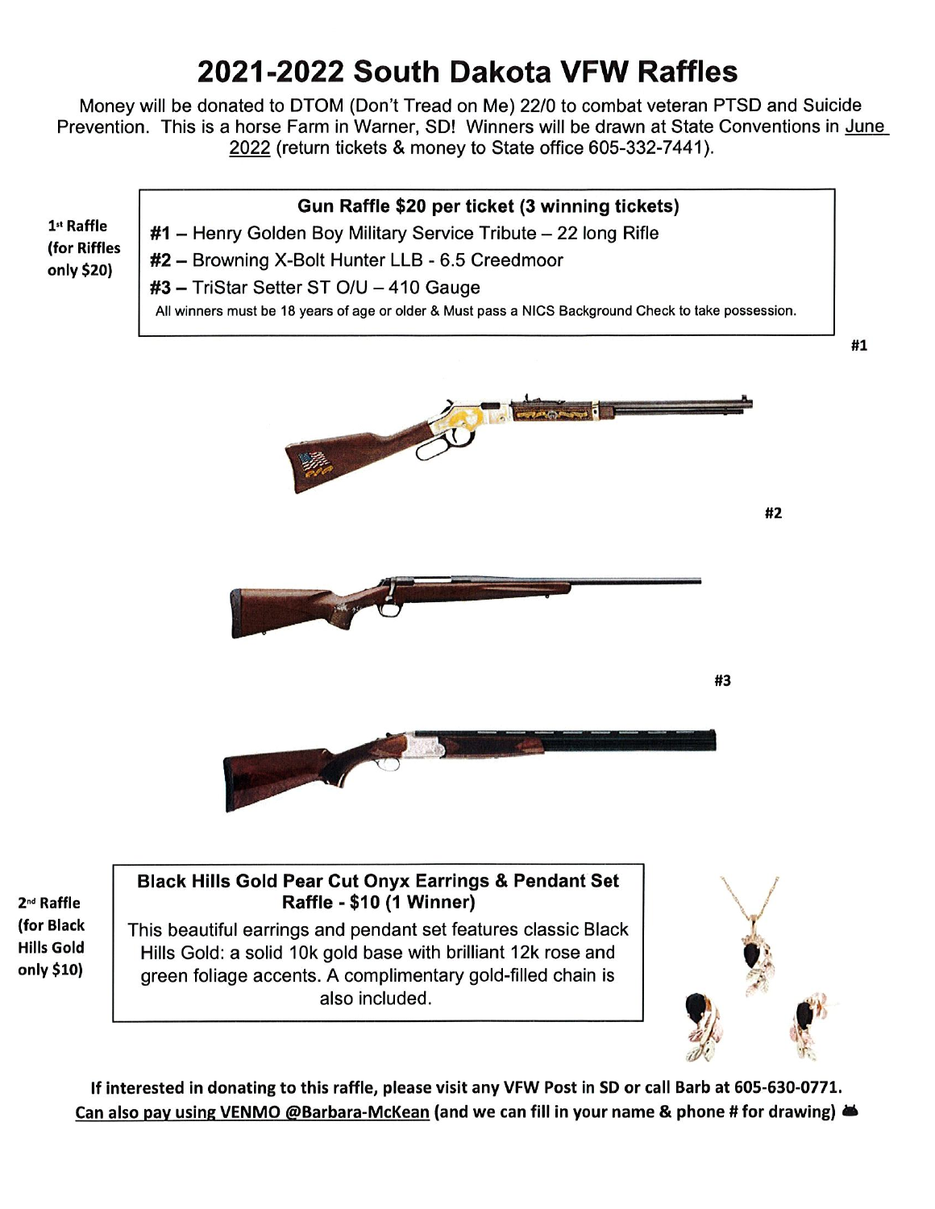# 2021-2022 South Dakota VFW Raffles

Money will be donated to DTOM (Don't Tread on Me) 22/0 to combat veteran PTSD and Suicide Prevention. This is a horse Farm in Warner, SD! Winners will be drawn at State Conventions in June 2022 (return tickets & money to State office 605-332-7441).

**1st Raffle (for Riffles only $20)**

**Gun Raffle $20 per ticket (3 winning tickets)**

- **#1** – Henry Golden Boy Military Service Tribute – 22 long Rifle
- **#2** – Browning X-Bolt Hunter LLB - 6.5 Creedmoor
- **#3** – TriStar Setter ST O/U – 410 Gauge

All winners must be 18 years of age or older & Must pass a NICS Background Check to take possession.

#1

#2

#3

**2nd Raffle (for Black Hills Gold only $10)**

**Black Hills Gold Pear Cut Onyx Earrings & Pendant Set Raffle - $10 (1 Winner)**

This beautiful earrings and pendant set features classic Black Hills Gold: a solid 10k gold base with brilliant 12k rose and green foliage accents. A complimentary gold-filled chain is also included.

**If interested in donating to this raffle, please visit any VFW Post in SD or call Barb at 605-630-0771.**

**Can also pay using VENMO @Barbara-McKean (and we can fill in your name & phone # for drawing)**